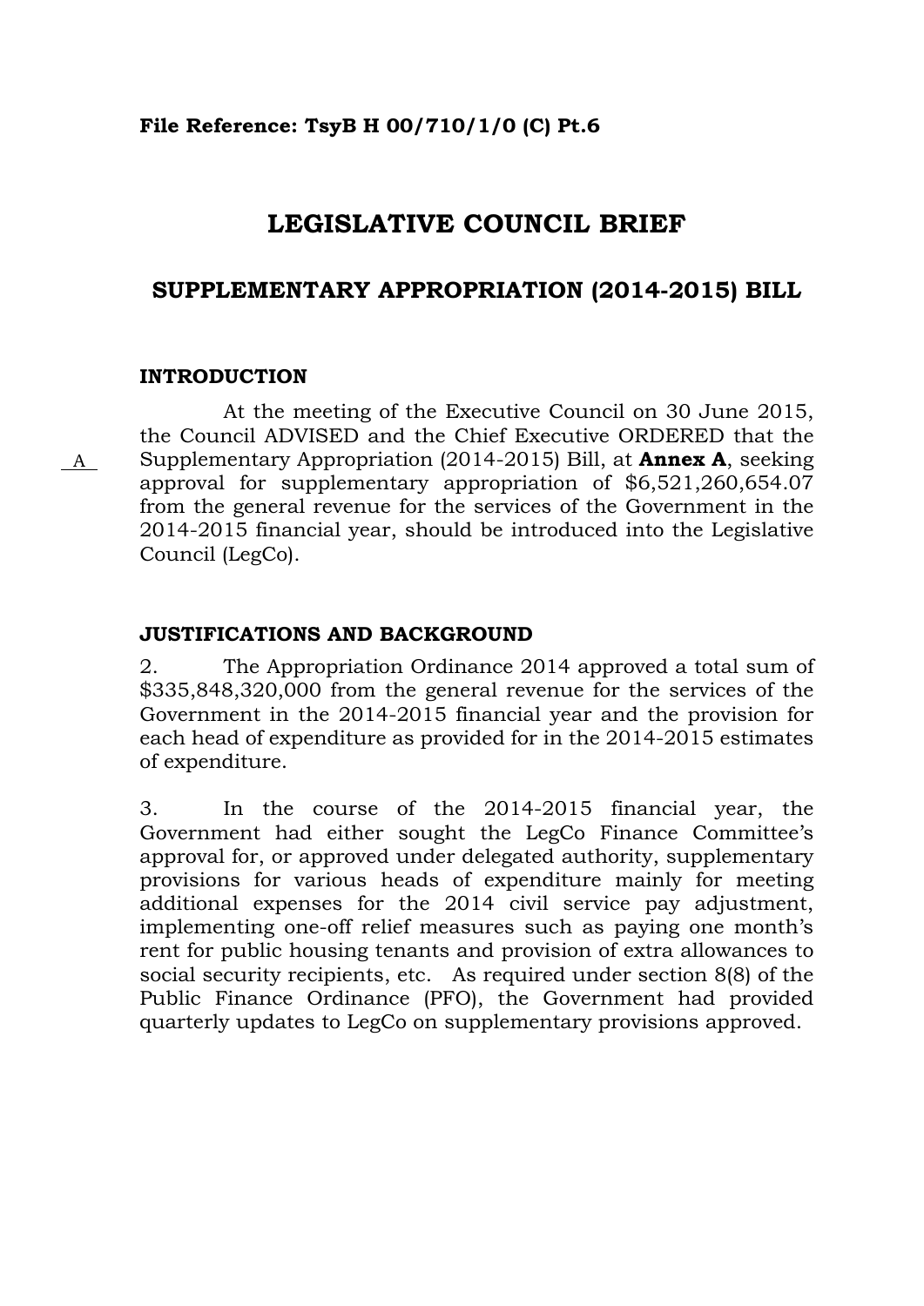**File Reference: TsyB H 00/710/1/0 (C) Pt.6**

# LEGISLATIVE COUNCIL BRIEF

## SUPPLEMENTARY APPROPRIATION (2014-2015) BILL

### INTRODUCTION

A

At the meeting of the Executive Council on 30 June 2015, the Council ADVISED and the Chief Executive ORDERED that the Supplementary Appropriation (2014-2015) Bill, at **Annex A**, seeking approval for supplementary appropriation of $6,521,260,654.07 from the general revenue for the services of the Government in the 2014-2015 financial year, should be introduced into the Legislative Council (LegCo).

### JUSTIFICATIONS AND BACKGROUND

2. The Appropriation Ordinance 2014 approved a total sum of $335,848,320,000 from the general revenue for the services of the Government in the 2014-2015 financial year and the provision for each head of expenditure as provided for in the 2014-2015 estimates of expenditure.

3. In the course of the 2014-2015 financial year, the Government had either sought the LegCo Finance Committee's approval for, or approved under delegated authority, supplementary provisions for various heads of expenditure mainly for meeting additional expenses for the 2014 civil service pay adjustment, implementing one-off relief measures such as paying one month's rent for public housing tenants and provision of extra allowances to social security recipients, etc. As required under section 8(8) of the Public Finance Ordinance (PFO), the Government had provided quarterly updates to LegCo on supplementary provisions approved.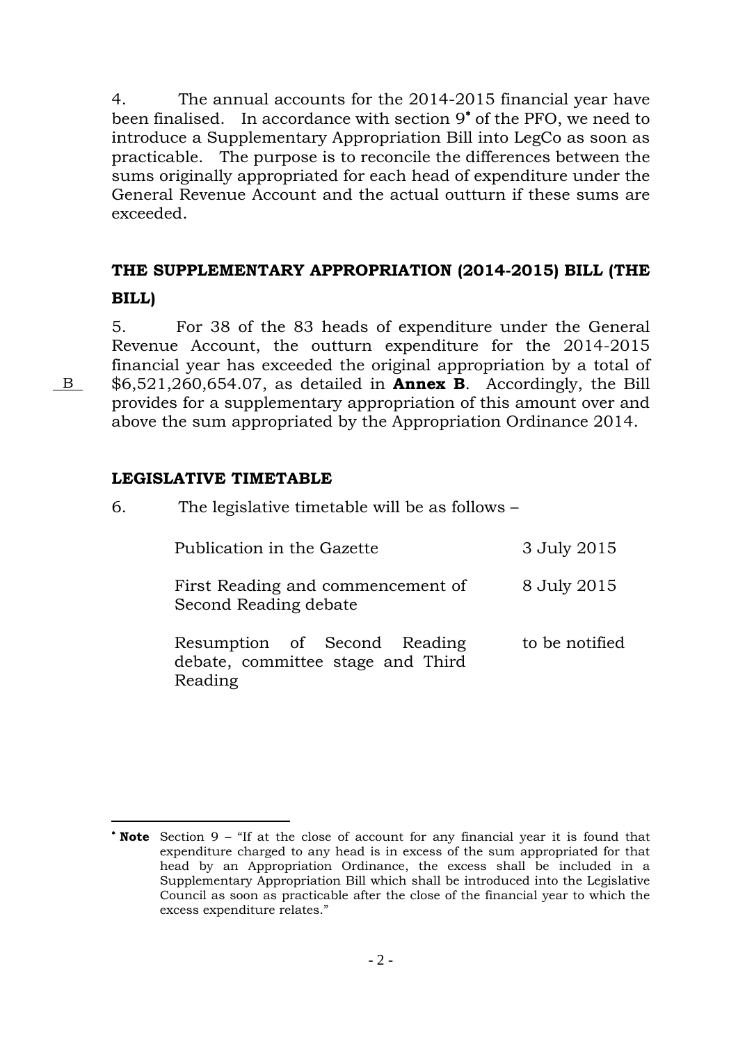4. The annual accounts for the 2014-2015 financial year have been finalised. In accordance with section 9* of the PFO, we need to introduce a Supplementary Appropriation Bill into LegCo as soon as practicable. The purpose is to reconcile the differences between the sums originally appropriated for each head of expenditure under the General Revenue Account and the actual outturn if these sums are exceeded.

## THE SUPPLEMENTARY APPROPRIATION (2014-2015) BILL (THE BILL)

5. For 38 of the 83 heads of expenditure under the General Revenue Account, the outturn expenditure for the 2014-2015 financial year has exceeded the original appropriation by a total of $6,521,260,654.07, as detailed in **Annex B**. Accordingly, the Bill provides for a supplementary appropriation of this amount over and above the sum appropriated by the Appropriation Ordinance 2014.

B

## LEGISLATIVE TIMETABLE

6. The legislative timetable will be as follows –

| | |
|---|---|
| Publication in the Gazette | 3 July 2015 |
| First Reading and commencement of Second Reading debate | 8 July 2015 |
| Resumption of Second Reading debate, committee stage and Third Reading | to be notified |

---

* **Note** Section 9 – "If at the close of account for any financial year it is found that expenditure charged to any head is in excess of the sum appropriated for that head by an Appropriation Ordinance, the excess shall be included in a Supplementary Appropriation Bill which shall be introduced into the Legislative Council as soon as practicable after the close of the financial year to which the excess expenditure relates."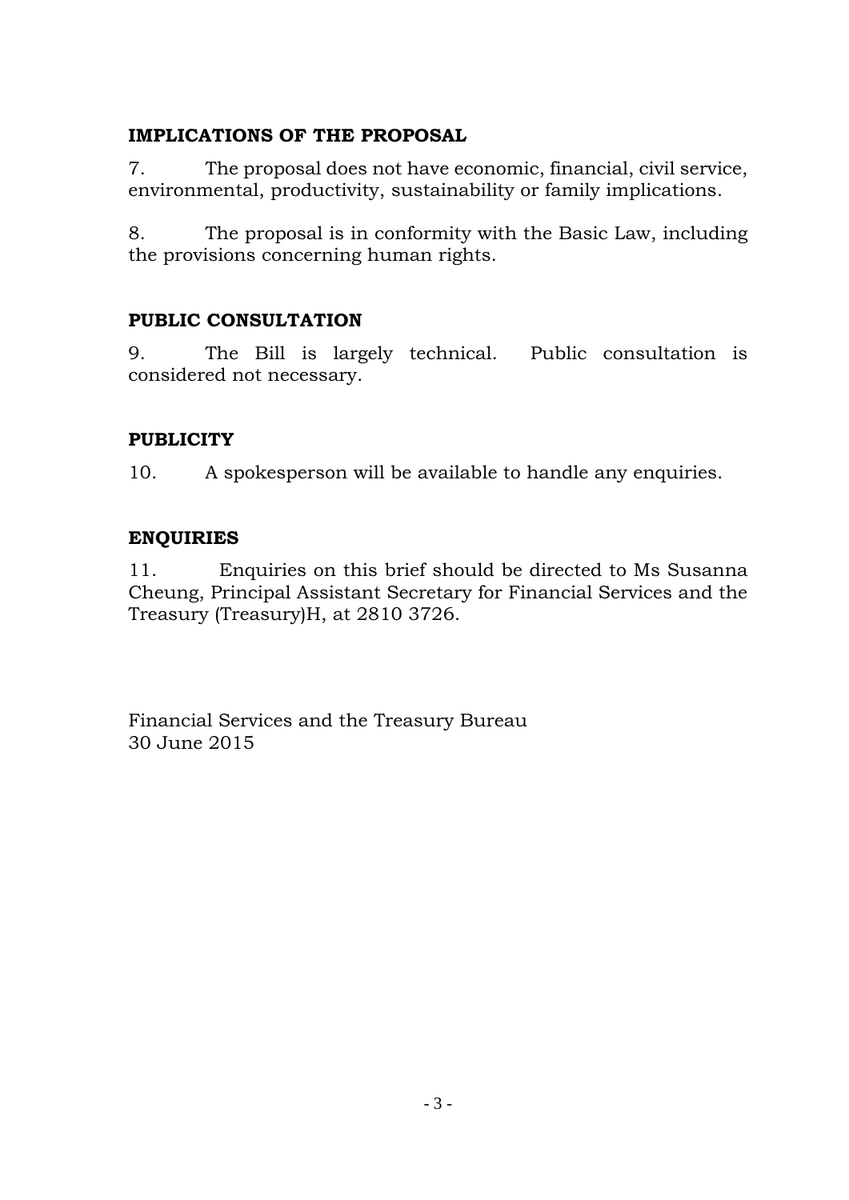## IMPLICATIONS OF THE PROPOSAL

7. The proposal does not have economic, financial, civil service, environmental, productivity, sustainability or family implications.

8. The proposal is in conformity with the Basic Law, including the provisions concerning human rights.

## PUBLIC CONSULTATION

9. The Bill is largely technical. Public consultation is considered not necessary.

## PUBLICITY

10. A spokesperson will be available to handle any enquiries.

## ENQUIRIES

11. Enquiries on this brief should be directed to Ms Susanna Cheung, Principal Assistant Secretary for Financial Services and the Treasury (Treasury)H, at 2810 3726.

Financial Services and the Treasury Bureau
30 June 2015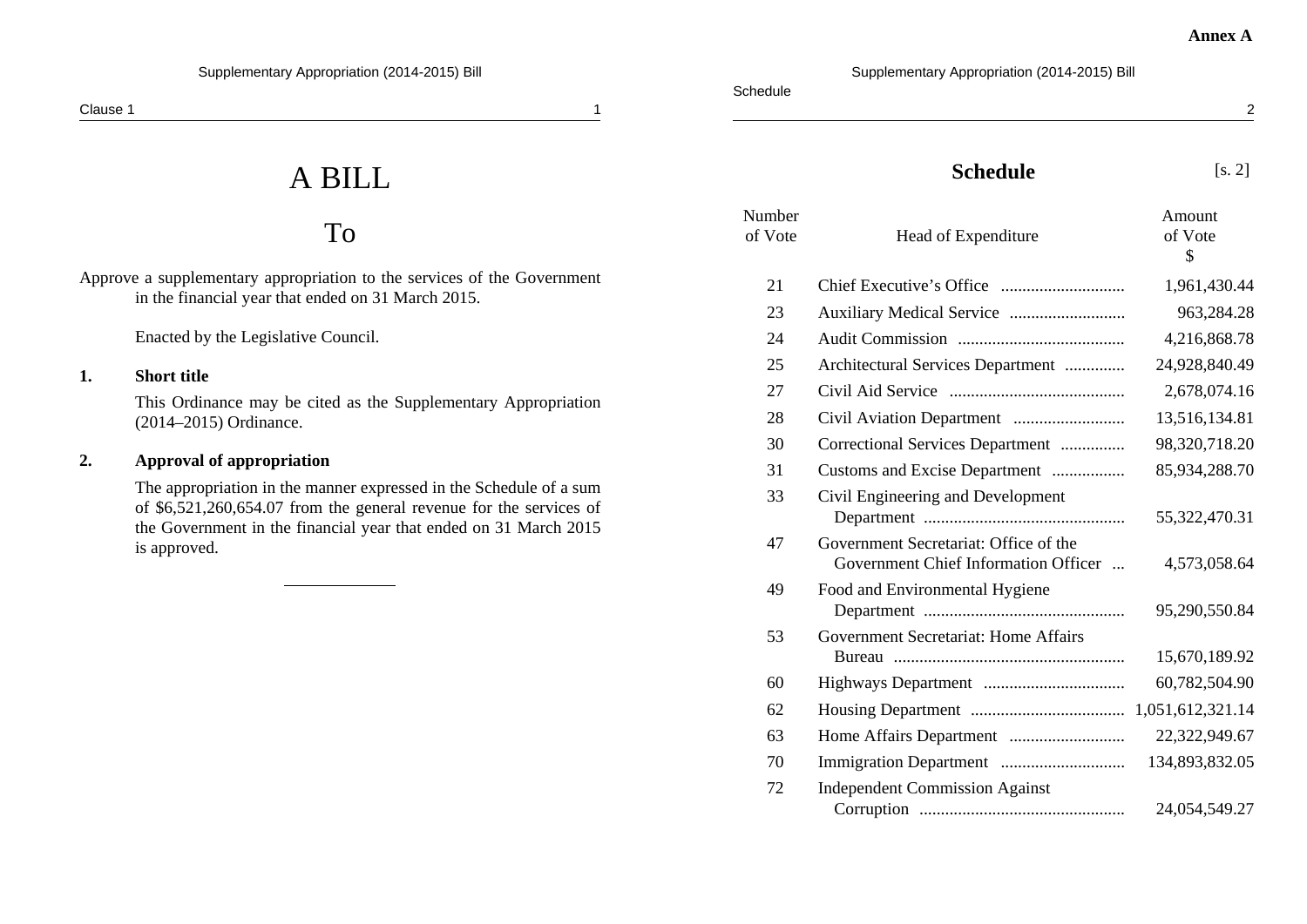**Annex A**

# A BILL

## To

Approve a supplementary appropriation to the services of the Government in the financial year that ended on 31 March 2015.

Enacted by the Legislative Council.

**1. Short title**

This Ordinance may be cited as the Supplementary Appropriation (2014–2015) Ordinance.

**2. Approval of appropriation**

The appropriation in the manner expressed in the Schedule of a sum of $6,521,260,654.07 from the general revenue for the services of the Government in the financial year that ended on 31 March 2015 is approved.

---

## Schedule [s. 2]

| Number of Vote | Head of Expenditure | Amount of Vote $ |
|---|---|---|
| 21 | Chief Executive's Office | 1,961,430.44 |
| 23 | Auxiliary Medical Service | 963,284.28 |
| 24 | Audit Commission | 4,216,868.78 |
| 25 | Architectural Services Department | 24,928,840.49 |
| 27 | Civil Aid Service | 2,678,074.16 |
| 28 | Civil Aviation Department | 13,516,134.81 |
| 30 | Correctional Services Department | 98,320,718.20 |
| 31 | Customs and Excise Department | 85,934,288.70 |
| 33 | Civil Engineering and Development Department | 55,322,470.31 |
| 47 | Government Secretariat: Office of the Government Chief Information Officer | 4,573,058.64 |
| 49 | Food and Environmental Hygiene Department | 95,290,550.84 |
| 53 | Government Secretariat: Home Affairs Bureau | 15,670,189.92 |
| 60 | Highways Department | 60,782,504.90 |
| 62 | Housing Department | 1,051,612,321.14 |
| 63 | Home Affairs Department | 22,322,949.67 |
| 70 | Immigration Department | 134,893,832.05 |
| 72 | Independent Commission Against Corruption | 24,054,549.27 |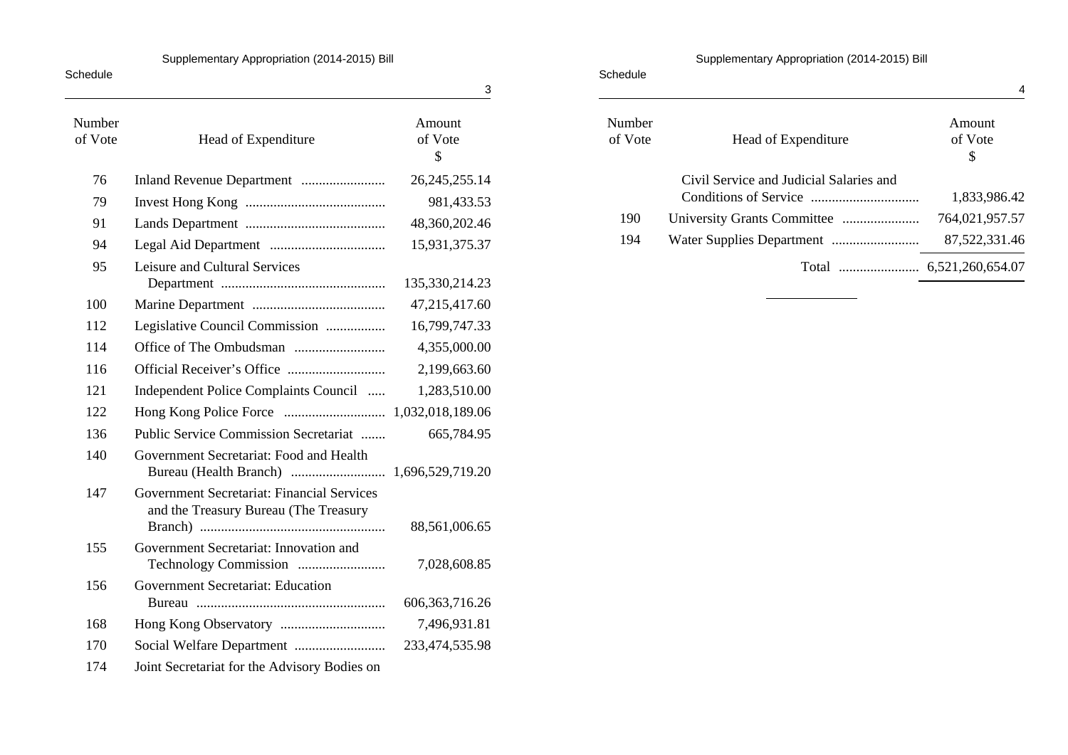| Number of Vote | Head of Expenditure | Amount of Vote $ |
|---|---|---|
| 76 | Inland Revenue Department | 26,245,255.14 |
| 79 | Invest Hong Kong | 981,433.53 |
| 91 | Lands Department | 48,360,202.46 |
| 94 | Legal Aid Department | 15,931,375.37 |
| 95 | Leisure and Cultural Services Department | 135,330,214.23 |
| 100 | Marine Department | 47,215,417.60 |
| 112 | Legislative Council Commission | 16,799,747.33 |
| 114 | Office of The Ombudsman | 4,355,000.00 |
| 116 | Official Receiver's Office | 2,199,663.60 |
| 121 | Independent Police Complaints Council | 1,283,510.00 |
| 122 | Hong Kong Police Force | 1,032,018,189.06 |
| 136 | Public Service Commission Secretariat | 665,784.95 |
| 140 | Government Secretariat: Food and Health Bureau (Health Branch) | 1,696,529,719.20 |
| 147 | Government Secretariat: Financial Services and the Treasury Bureau (The Treasury Branch) | 88,561,006.65 |
| 155 | Government Secretariat: Innovation and Technology Commission | 7,028,608.85 |
| 156 | Government Secretariat: Education Bureau | 606,363,716.26 |
| 168 | Hong Kong Observatory | 7,496,931.81 |
| 170 | Social Welfare Department | 233,474,535.98 |
| 174 | Joint Secretariat for the Advisory Bodies on Civil Service and Judicial Salaries and Conditions of Service | 1,833,986.42 |
| 190 | University Grants Committee | 764,021,957.57 |
| 194 | Water Supplies Department | 87,522,331.46 |
| | Total | 6,521,260,654.07 |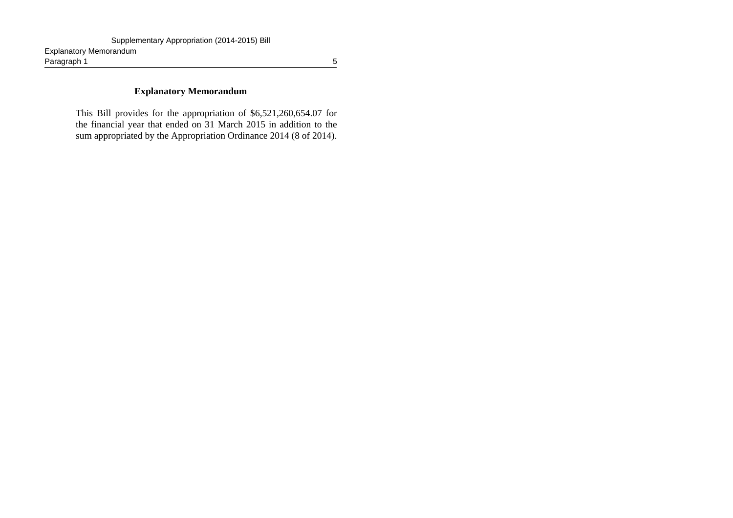# Explanatory Memorandum

This Bill provides for the appropriation of $6,521,260,654.07 for the financial year that ended on 31 March 2015 in addition to the sum appropriated by the Appropriation Ordinance 2014 (8 of 2014).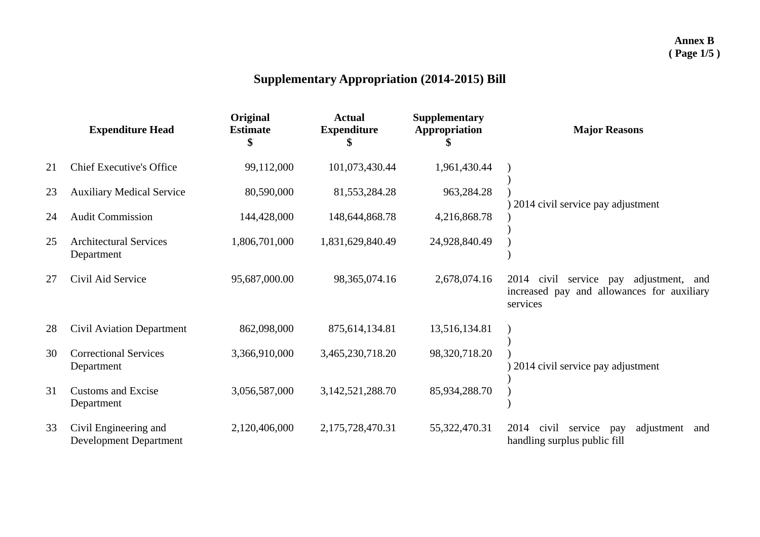**Annex B**
**( Page 1/5 )**

# Supplementary Appropriation (2014-2015) Bill

| | Expenditure Head | Original Estimate $ | Actual Expenditure $ | Supplementary Appropriation $ | Major Reasons |
|---|---|---|---|---|---|
| 21 | Chief Executive's Office | 99,112,000 | 101,073,430.44 | 1,961,430.44 | 2014 civil service pay adjustment |
| 23 | Auxiliary Medical Service | 80,590,000 | 81,553,284.28 | 963,284.28 | 2014 civil service pay adjustment |
| 24 | Audit Commission | 144,428,000 | 148,644,868.78 | 4,216,868.78 | 2014 civil service pay adjustment |
| 25 | Architectural Services Department | 1,806,701,000 | 1,831,629,840.49 | 24,928,840.49 | 2014 civil service pay adjustment |
| 27 | Civil Aid Service | 95,687,000.00 | 98,365,074.16 | 2,678,074.16 | 2014 civil service pay adjustment, and increased pay and allowances for auxiliary services |
| 28 | Civil Aviation Department | 862,098,000 | 875,614,134.81 | 13,516,134.81 | 2014 civil service pay adjustment |
| 30 | Correctional Services Department | 3,366,910,000 | 3,465,230,718.20 | 98,320,718.20 | 2014 civil service pay adjustment |
| 31 | Customs and Excise Department | 3,056,587,000 | 3,142,521,288.70 | 85,934,288.70 | 2014 civil service pay adjustment |
| 33 | Civil Engineering and Development Department | 2,120,406,000 | 2,175,728,470.31 | 55,322,470.31 | 2014 civil service pay adjustment and handling surplus public fill |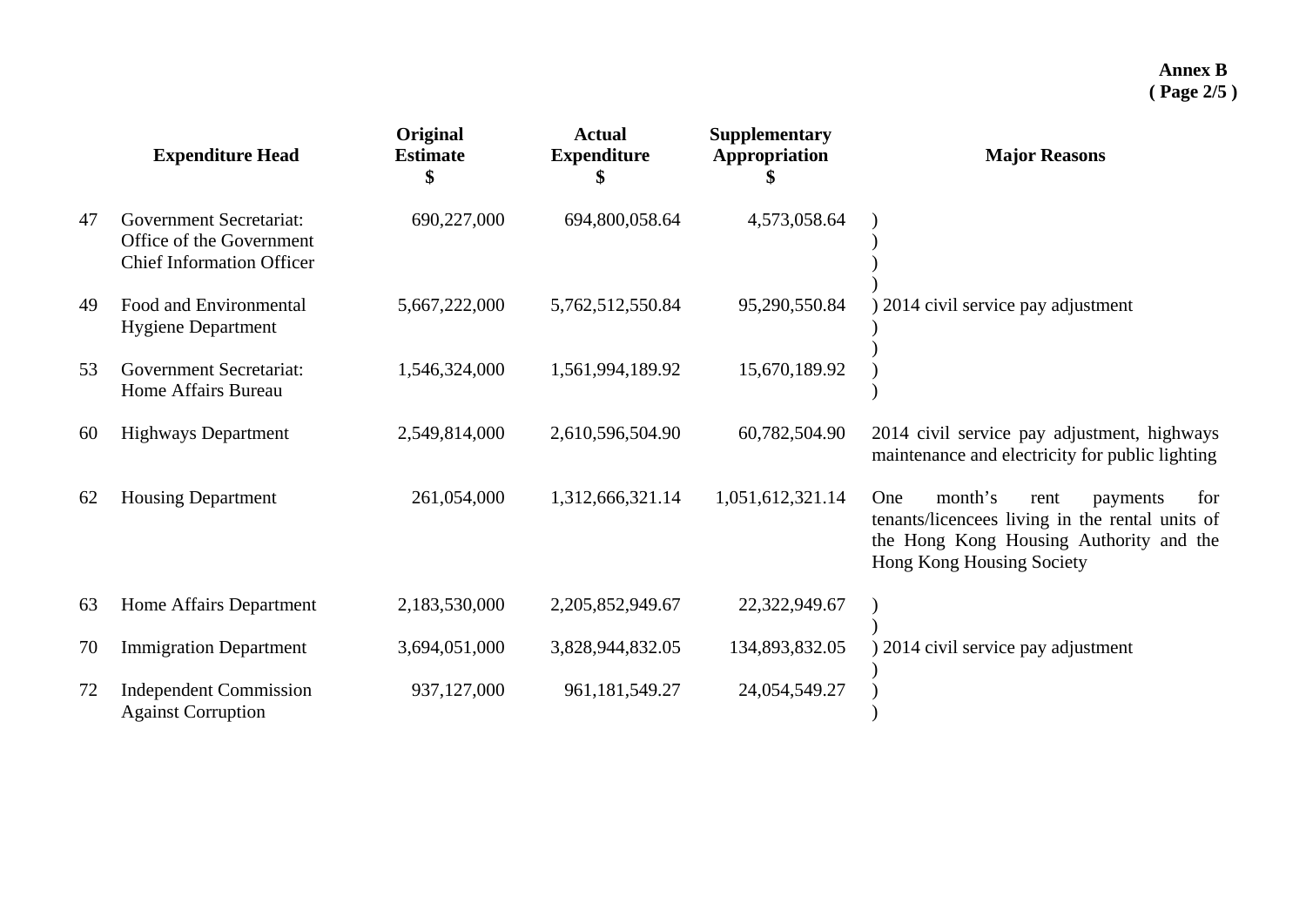**Annex B**
**( Page 2/5 )**

| | Expenditure Head | Original Estimate $ | Actual Expenditure $ | Supplementary Appropriation $ | Major Reasons |
|---|---|---|---|---|---|
| 47 | Government Secretariat: Office of the Government Chief Information Officer | 690,227,000 | 694,800,058.64 | 4,573,058.64 | 2014 civil service pay adjustment |
| 49 | Food and Environmental Hygiene Department | 5,667,222,000 | 5,762,512,550.84 | 95,290,550.84 | 2014 civil service pay adjustment |
| 53 | Government Secretariat: Home Affairs Bureau | 1,546,324,000 | 1,561,994,189.92 | 15,670,189.92 | 2014 civil service pay adjustment |
| 60 | Highways Department | 2,549,814,000 | 2,610,596,504.90 | 60,782,504.90 | 2014 civil service pay adjustment, highways maintenance and electricity for public lighting |
| 62 | Housing Department | 261,054,000 | 1,312,666,321.14 | 1,051,612,321.14 | One month's rent payments for tenants/licencees living in the rental units of the Hong Kong Housing Authority and the Hong Kong Housing Society |
| 63 | Home Affairs Department | 2,183,530,000 | 2,205,852,949.67 | 22,322,949.67 | 2014 civil service pay adjustment |
| 70 | Immigration Department | 3,694,051,000 | 3,828,944,832.05 | 134,893,832.05 | 2014 civil service pay adjustment |
| 72 | Independent Commission Against Corruption | 937,127,000 | 961,181,549.27 | 24,054,549.27 | 2014 civil service pay adjustment |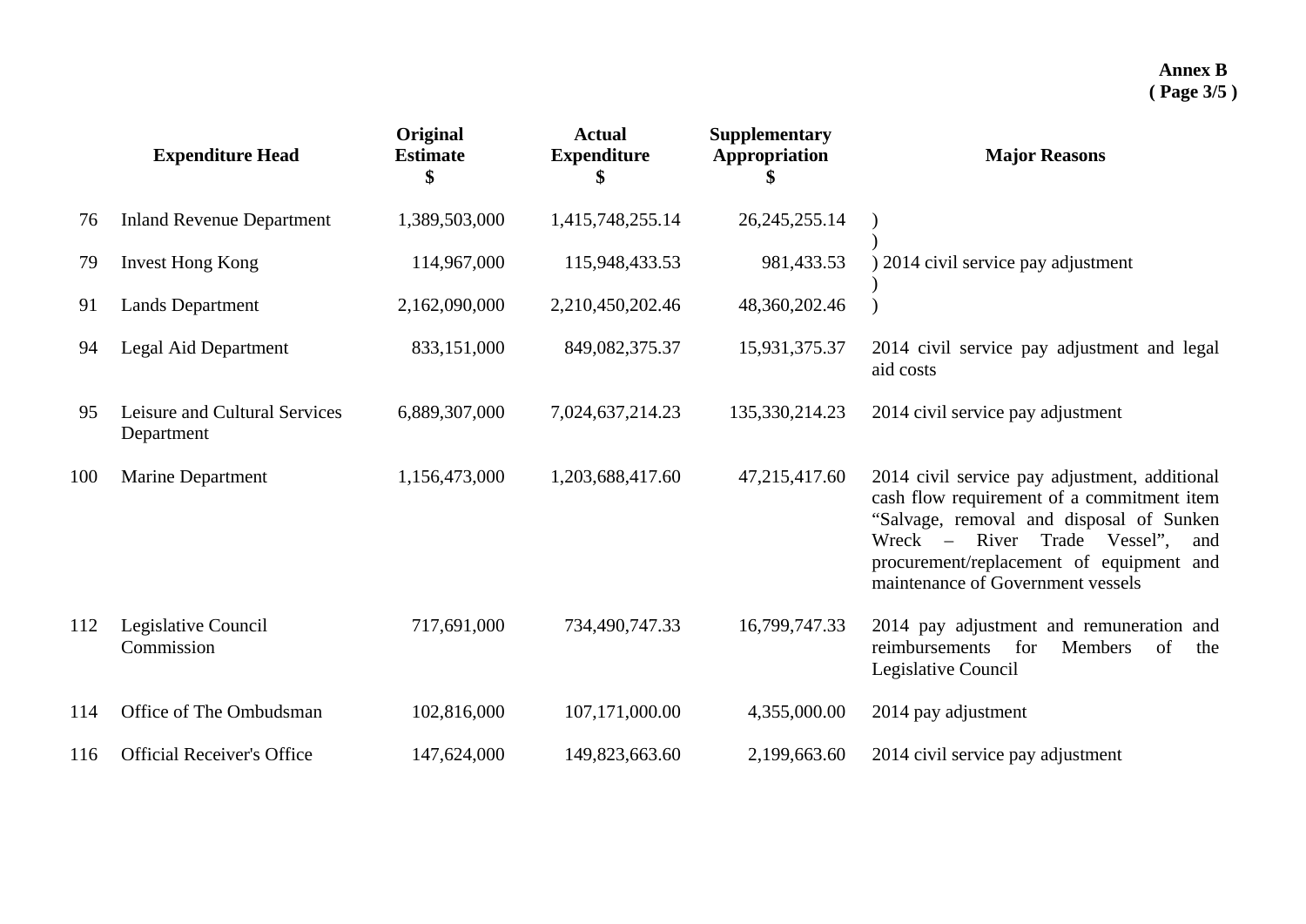**Annex B**
**( Page 3/5 )**

| | Expenditure Head | Original Estimate $ | Actual Expenditure $ | Supplementary Appropriation $ | Major Reasons |
|---|---|---|---|---|---|
| 76 | Inland Revenue Department | 1,389,503,000 | 1,415,748,255.14 | 26,245,255.14 | ) |
| 79 | Invest Hong Kong | 114,967,000 | 115,948,433.53 | 981,433.53 | ) 2014 civil service pay adjustment |
| 91 | Lands Department | 2,162,090,000 | 2,210,450,202.46 | 48,360,202.46 | ) |
| 94 | Legal Aid Department | 833,151,000 | 849,082,375.37 | 15,931,375.37 | 2014 civil service pay adjustment and legal aid costs |
| 95 | Leisure and Cultural Services Department | 6,889,307,000 | 7,024,637,214.23 | 135,330,214.23 | 2014 civil service pay adjustment |
| 100 | Marine Department | 1,156,473,000 | 1,203,688,417.60 | 47,215,417.60 | 2014 civil service pay adjustment, additional cash flow requirement of a commitment item “Salvage, removal and disposal of Sunken Wreck – River Trade Vessel”, and procurement/replacement of equipment and maintenance of Government vessels |
| 112 | Legislative Council Commission | 717,691,000 | 734,490,747.33 | 16,799,747.33 | 2014 pay adjustment and remuneration and reimbursements for Members of the Legislative Council |
| 114 | Office of The Ombudsman | 102,816,000 | 107,171,000.00 | 4,355,000.00 | 2014 pay adjustment |
| 116 | Official Receiver's Office | 147,624,000 | 149,823,663.60 | 2,199,663.60 | 2014 civil service pay adjustment |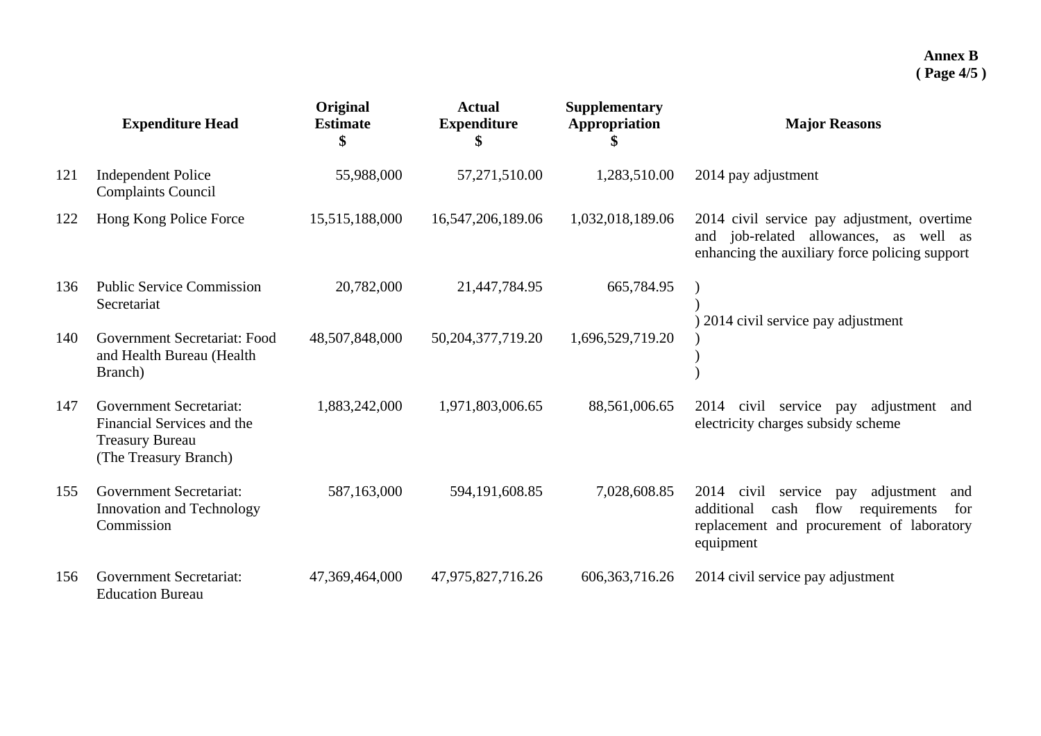**Annex B**
**( Page 4/5 )**

| | Expenditure Head | Original Estimate $ | Actual Expenditure $ | Supplementary Appropriation $ | Major Reasons |
|---|---|---|---|---|---|
| 121 | Independent Police Complaints Council | 55,988,000 | 57,271,510.00 | 1,283,510.00 | 2014 pay adjustment |
| 122 | Hong Kong Police Force | 15,515,188,000 | 16,547,206,189.06 | 1,032,018,189.06 | 2014 civil service pay adjustment, overtime and job-related allowances, as well as enhancing the auxiliary force policing support |
| 136 | Public Service Commission Secretariat | 20,782,000 | 21,447,784.95 | 665,784.95 | ) 2014 civil service pay adjustment |
| 140 | Government Secretariat: Food and Health Bureau (Health Branch) | 48,507,848,000 | 50,204,377,719.20 | 1,696,529,719.20 | ) |
| 147 | Government Secretariat: Financial Services and the Treasury Bureau (The Treasury Branch) | 1,883,242,000 | 1,971,803,006.65 | 88,561,006.65 | 2014 civil service pay adjustment and electricity charges subsidy scheme |
| 155 | Government Secretariat: Innovation and Technology Commission | 587,163,000 | 594,191,608.85 | 7,028,608.85 | 2014 civil service pay adjustment and additional cash flow requirements for replacement and procurement of laboratory equipment |
| 156 | Government Secretariat: Education Bureau | 47,369,464,000 | 47,975,827,716.26 | 606,363,716.26 | 2014 civil service pay adjustment |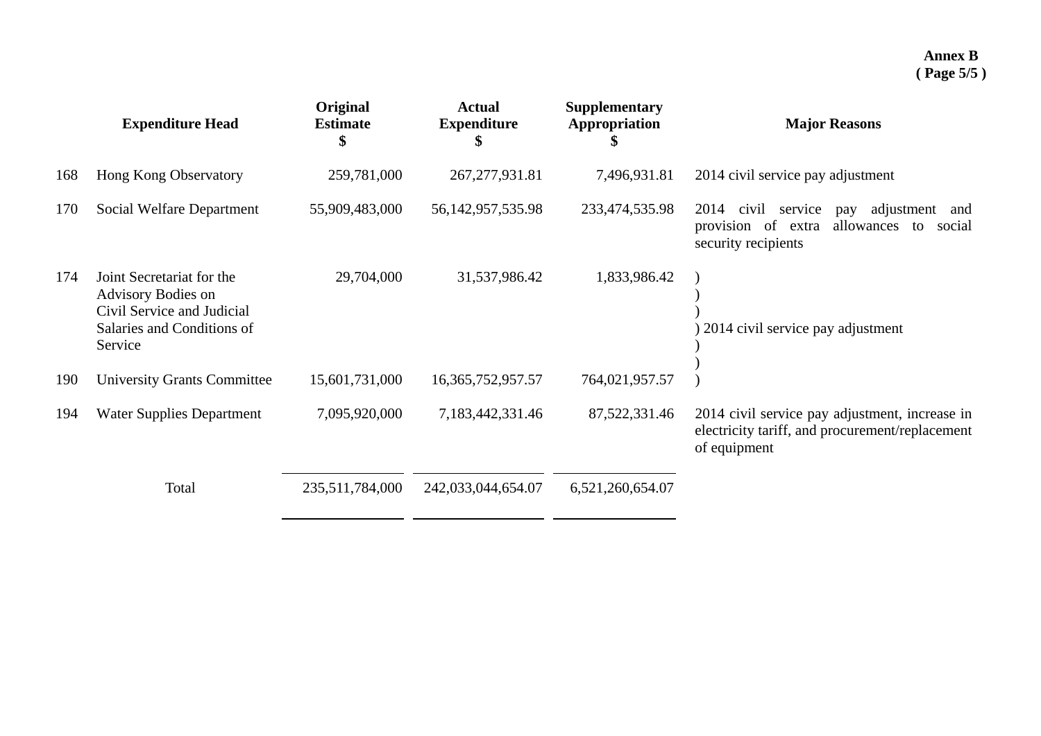**Annex B**
**( Page 5/5 )**

| | Expenditure Head | Original Estimate $ | Actual Expenditure $ | Supplementary Appropriation $ | Major Reasons |
|---|---|---|---|---|---|
| 168 | Hong Kong Observatory | 259,781,000 | 267,277,931.81 | 7,496,931.81 | 2014 civil service pay adjustment |
| 170 | Social Welfare Department | 55,909,483,000 | 56,142,957,535.98 | 233,474,535.98 | 2014 civil service pay adjustment and provision of extra allowances to social security recipients |
| 174 | Joint Secretariat for the Advisory Bodies on Civil Service and Judicial Salaries and Conditions of Service | 29,704,000 | 31,537,986.42 | 1,833,986.42 | 2014 civil service pay adjustment |
| 190 | University Grants Committee | 15,601,731,000 | 16,365,752,957.57 | 764,021,957.57 | 2014 civil service pay adjustment |
| 194 | Water Supplies Department | 7,095,920,000 | 7,183,442,331.46 | 87,522,331.46 | 2014 civil service pay adjustment, increase in electricity tariff, and procurement/replacement of equipment |
| | Total | 235,511,784,000 | 242,033,044,654.07 | 6,521,260,654.07 | |